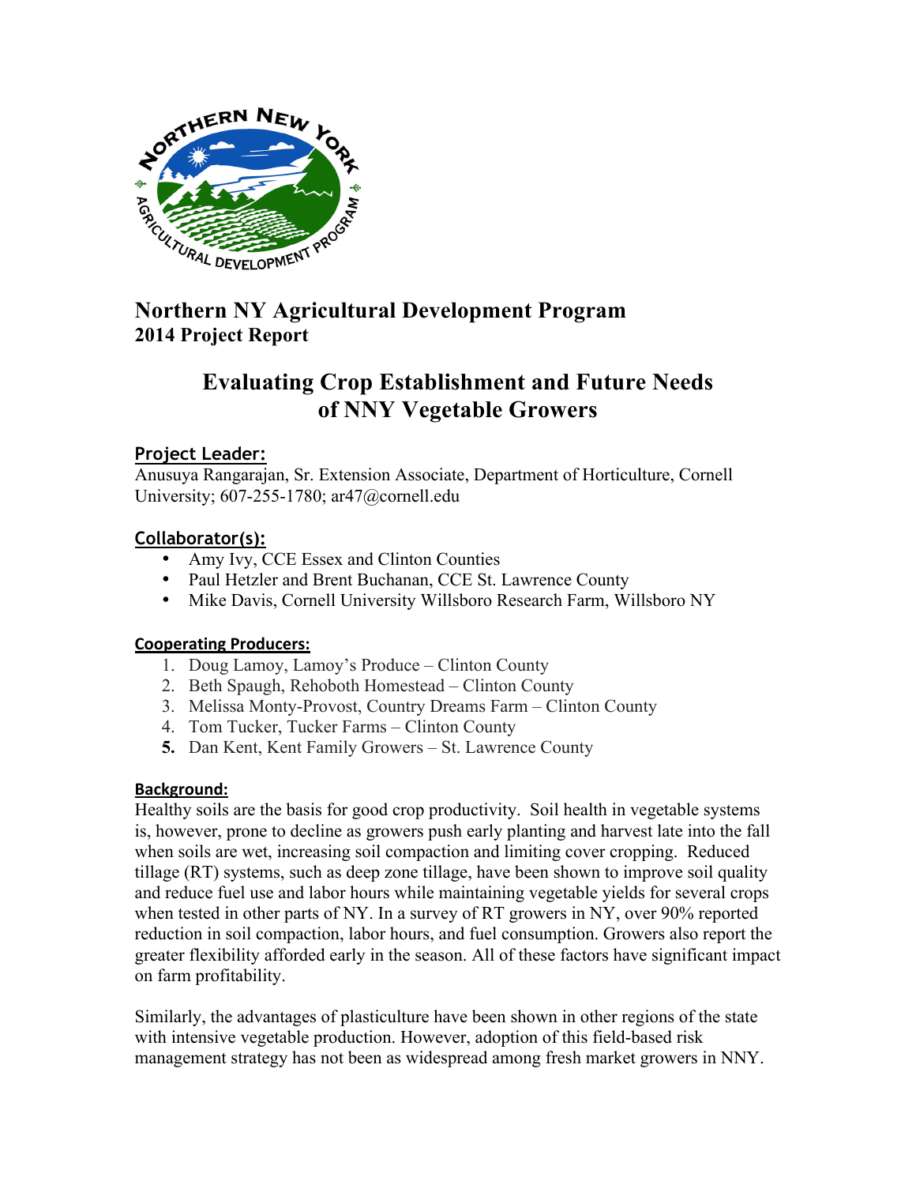# Northern NY Agricultural Development Program
## 2014 Project Report

# Evaluating Crop Establishment and Future Needs of NNY Vegetable Growers

### Project Leader:

Anusuya Rangarajan, Sr. Extension Associate, Department of Horticulture, Cornell University; 607-255-1780; ar47@cornell.edu

### Collaborator(s):

- Amy Ivy, CCE Essex and Clinton Counties
- Paul Hetzler and Brent Buchanan, CCE St. Lawrence County
- Mike Davis, Cornell University Willsboro Research Farm, Willsboro NY

### Cooperating Producers:

1. Doug Lamoy, Lamoy's Produce – Clinton County
2. Beth Spaugh, Rehoboth Homestead – Clinton County
3. Melissa Monty-Provost, Country Dreams Farm – Clinton County
4. Tom Tucker, Tucker Farms – Clinton County
5. Dan Kent, Kent Family Growers – St. Lawrence County

### Background:

Healthy soils are the basis for good crop productivity. Soil health in vegetable systems is, however, prone to decline as growers push early planting and harvest late into the fall when soils are wet, increasing soil compaction and limiting cover cropping. Reduced tillage (RT) systems, such as deep zone tillage, have been shown to improve soil quality and reduce fuel use and labor hours while maintaining vegetable yields for several crops when tested in other parts of NY. In a survey of RT growers in NY, over 90% reported reduction in soil compaction, labor hours, and fuel consumption. Growers also report the greater flexibility afforded early in the season. All of these factors have significant impact on farm profitability.

Similarly, the advantages of plasticulture have been shown in other regions of the state with intensive vegetable production. However, adoption of this field-based risk management strategy has not been as widespread among fresh market growers in NNY.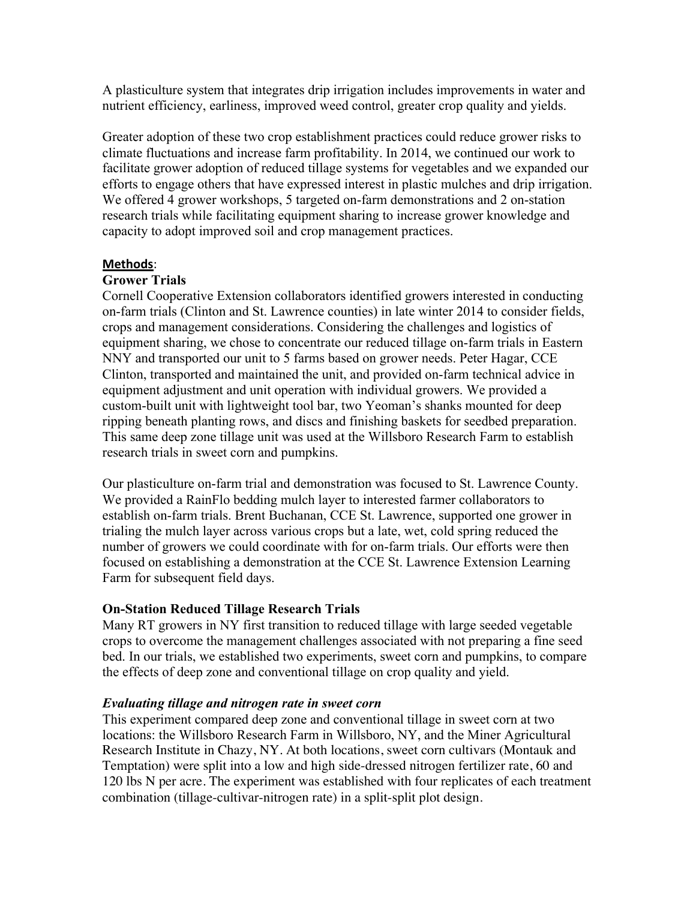A plasticulture system that integrates drip irrigation includes improvements in water and nutrient efficiency, earliness, improved weed control, greater crop quality and yields.

Greater adoption of these two crop establishment practices could reduce grower risks to climate fluctuations and increase farm profitability. In 2014, we continued our work to facilitate grower adoption of reduced tillage systems for vegetables and we expanded our efforts to engage others that have expressed interest in plastic mulches and drip irrigation. We offered 4 grower workshops, 5 targeted on-farm demonstrations and 2 on-station research trials while facilitating equipment sharing to increase grower knowledge and capacity to adopt improved soil and crop management practices.

## Methods:

### Grower Trials

Cornell Cooperative Extension collaborators identified growers interested in conducting on-farm trials (Clinton and St. Lawrence counties) in late winter 2014 to consider fields, crops and management considerations. Considering the challenges and logistics of equipment sharing, we chose to concentrate our reduced tillage on-farm trials in Eastern NNY and transported our unit to 5 farms based on grower needs. Peter Hagar, CCE Clinton, transported and maintained the unit, and provided on-farm technical advice in equipment adjustment and unit operation with individual growers. We provided a custom-built unit with lightweight tool bar, two Yeoman's shanks mounted for deep ripping beneath planting rows, and discs and finishing baskets for seedbed preparation. This same deep zone tillage unit was used at the Willsboro Research Farm to establish research trials in sweet corn and pumpkins.

Our plasticulture on-farm trial and demonstration was focused to St. Lawrence County. We provided a RainFlo bedding mulch layer to interested farmer collaborators to establish on-farm trials. Brent Buchanan, CCE St. Lawrence, supported one grower in trialing the mulch layer across various crops but a late, wet, cold spring reduced the number of growers we could coordinate with for on-farm trials. Our efforts were then focused on establishing a demonstration at the CCE St. Lawrence Extension Learning Farm for subsequent field days.

### On-Station Reduced Tillage Research Trials

Many RT growers in NY first transition to reduced tillage with large seeded vegetable crops to overcome the management challenges associated with not preparing a fine seed bed. In our trials, we established two experiments, sweet corn and pumpkins, to compare the effects of deep zone and conventional tillage on crop quality and yield.

#### *Evaluating tillage and nitrogen rate in sweet corn*

This experiment compared deep zone and conventional tillage in sweet corn at two locations: the Willsboro Research Farm in Willsboro, NY, and the Miner Agricultural Research Institute in Chazy, NY. At both locations, sweet corn cultivars (Montauk and Temptation) were split into a low and high side-dressed nitrogen fertilizer rate, 60 and 120 lbs N per acre. The experiment was established with four replicates of each treatment combination (tillage-cultivar-nitrogen rate) in a split-split plot design.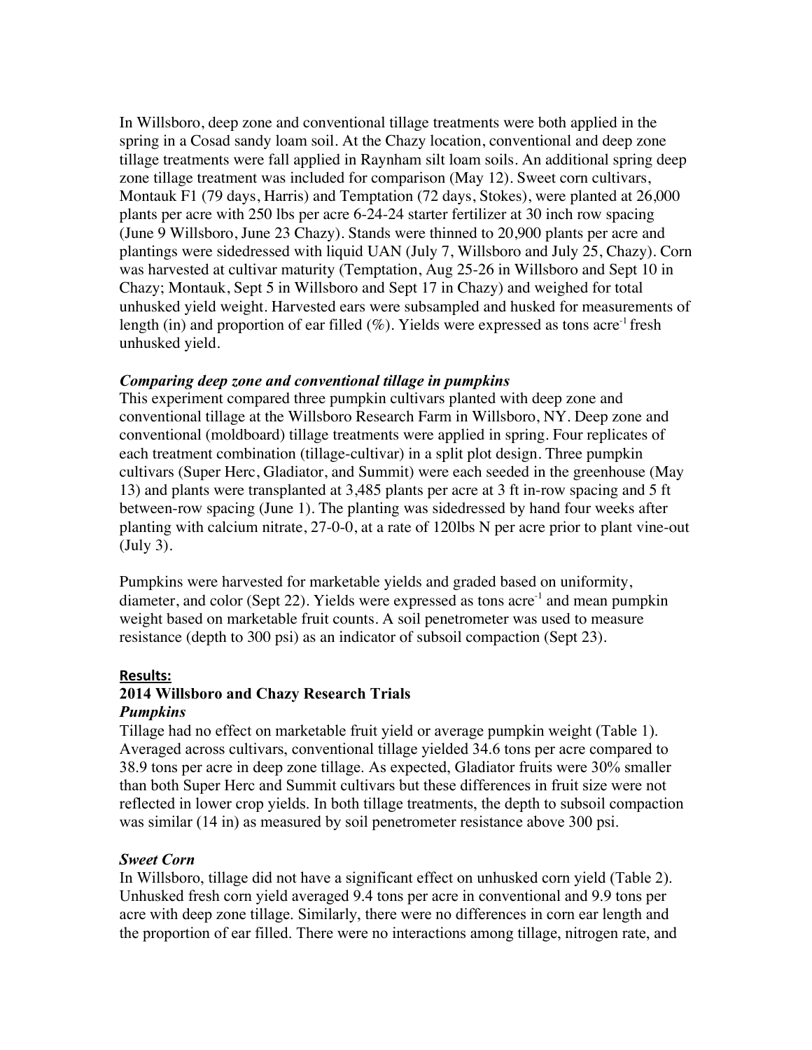In Willsboro, deep zone and conventional tillage treatments were both applied in the spring in a Cosad sandy loam soil. At the Chazy location, conventional and deep zone tillage treatments were fall applied in Raynham silt loam soils. An additional spring deep zone tillage treatment was included for comparison (May 12). Sweet corn cultivars, Montauk F1 (79 days, Harris) and Temptation (72 days, Stokes), were planted at 26,000 plants per acre with 250 lbs per acre 6-24-24 starter fertilizer at 30 inch row spacing (June 9 Willsboro, June 23 Chazy). Stands were thinned to 20,900 plants per acre and plantings were sidedressed with liquid UAN (July 7, Willsboro and July 25, Chazy). Corn was harvested at cultivar maturity (Temptation, Aug 25-26 in Willsboro and Sept 10 in Chazy; Montauk, Sept 5 in Willsboro and Sept 17 in Chazy) and weighed for total unhusked yield weight. Harvested ears were subsampled and husked for measurements of length (in) and proportion of ear filled (%). Yields were expressed as tons acre$^{-1}$ fresh unhusked yield.

### *Comparing deep zone and conventional tillage in pumpkins*

This experiment compared three pumpkin cultivars planted with deep zone and conventional tillage at the Willsboro Research Farm in Willsboro, NY. Deep zone and conventional (moldboard) tillage treatments were applied in spring. Four replicates of each treatment combination (tillage-cultivar) in a split plot design. Three pumpkin cultivars (Super Herc, Gladiator, and Summit) were each seeded in the greenhouse (May 13) and plants were transplanted at 3,485 plants per acre at 3 ft in-row spacing and 5 ft between-row spacing (June 1). The planting was sidedressed by hand four weeks after planting with calcium nitrate, 27-0-0, at a rate of 120lbs N per acre prior to plant vine-out (July 3).

Pumpkins were harvested for marketable yields and graded based on uniformity, diameter, and color (Sept 22). Yields were expressed as tons acre$^{-1}$ and mean pumpkin weight based on marketable fruit counts. A soil penetrometer was used to measure resistance (depth to 300 psi) as an indicator of subsoil compaction (Sept 23).

## Results:

### 2014 Willsboro and Chazy Research Trials

#### *Pumpkins*

Tillage had no effect on marketable fruit yield or average pumpkin weight (Table 1). Averaged across cultivars, conventional tillage yielded 34.6 tons per acre compared to 38.9 tons per acre in deep zone tillage. As expected, Gladiator fruits were 30% smaller than both Super Herc and Summit cultivars but these differences in fruit size were not reflected in lower crop yields. In both tillage treatments, the depth to subsoil compaction was similar (14 in) as measured by soil penetrometer resistance above 300 psi.

#### *Sweet Corn*

In Willsboro, tillage did not have a significant effect on unhusked corn yield (Table 2). Unhusked fresh corn yield averaged 9.4 tons per acre in conventional and 9.9 tons per acre with deep zone tillage. Similarly, there were no differences in corn ear length and the proportion of ear filled. There were no interactions among tillage, nitrogen rate, and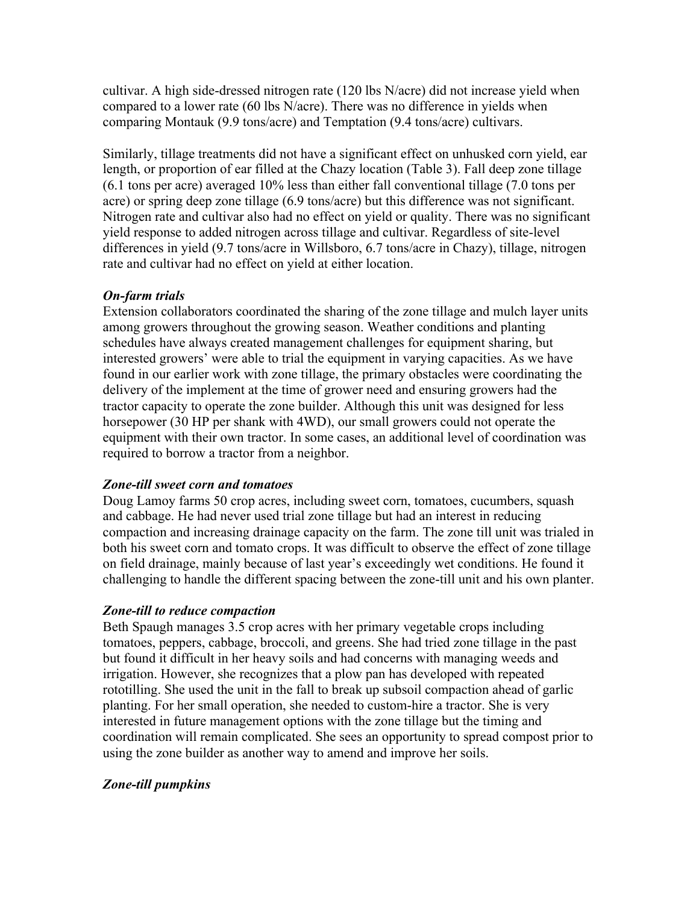cultivar. A high side-dressed nitrogen rate (120 lbs N/acre) did not increase yield when compared to a lower rate (60 lbs N/acre). There was no difference in yields when comparing Montauk (9.9 tons/acre) and Temptation (9.4 tons/acre) cultivars.

Similarly, tillage treatments did not have a significant effect on unhusked corn yield, ear length, or proportion of ear filled at the Chazy location (Table 3). Fall deep zone tillage (6.1 tons per acre) averaged 10% less than either fall conventional tillage (7.0 tons per acre) or spring deep zone tillage (6.9 tons/acre) but this difference was not significant. Nitrogen rate and cultivar also had no effect on yield or quality. There was no significant yield response to added nitrogen across tillage and cultivar. Regardless of site-level differences in yield (9.7 tons/acre in Willsboro, 6.7 tons/acre in Chazy), tillage, nitrogen rate and cultivar had no effect on yield at either location.

***On-farm trials***

Extension collaborators coordinated the sharing of the zone tillage and mulch layer units among growers throughout the growing season. Weather conditions and planting schedules have always created management challenges for equipment sharing, but interested growers' were able to trial the equipment in varying capacities. As we have found in our earlier work with zone tillage, the primary obstacles were coordinating the delivery of the implement at the time of grower need and ensuring growers had the tractor capacity to operate the zone builder. Although this unit was designed for less horsepower (30 HP per shank with 4WD), our small growers could not operate the equipment with their own tractor. In some cases, an additional level of coordination was required to borrow a tractor from a neighbor.

***Zone-till sweet corn and tomatoes***

Doug Lamoy farms 50 crop acres, including sweet corn, tomatoes, cucumbers, squash and cabbage. He had never used trial zone tillage but had an interest in reducing compaction and increasing drainage capacity on the farm. The zone till unit was trialed in both his sweet corn and tomato crops. It was difficult to observe the effect of zone tillage on field drainage, mainly because of last year's exceedingly wet conditions. He found it challenging to handle the different spacing between the zone-till unit and his own planter.

***Zone-till to reduce compaction***

Beth Spaugh manages 3.5 crop acres with her primary vegetable crops including tomatoes, peppers, cabbage, broccoli, and greens. She had tried zone tillage in the past but found it difficult in her heavy soils and had concerns with managing weeds and irrigation. However, she recognizes that a plow pan has developed with repeated rototilling. She used the unit in the fall to break up subsoil compaction ahead of garlic planting. For her small operation, she needed to custom-hire a tractor. She is very interested in future management options with the zone tillage but the timing and coordination will remain complicated. She sees an opportunity to spread compost prior to using the zone builder as another way to amend and improve her soils.

***Zone-till pumpkins***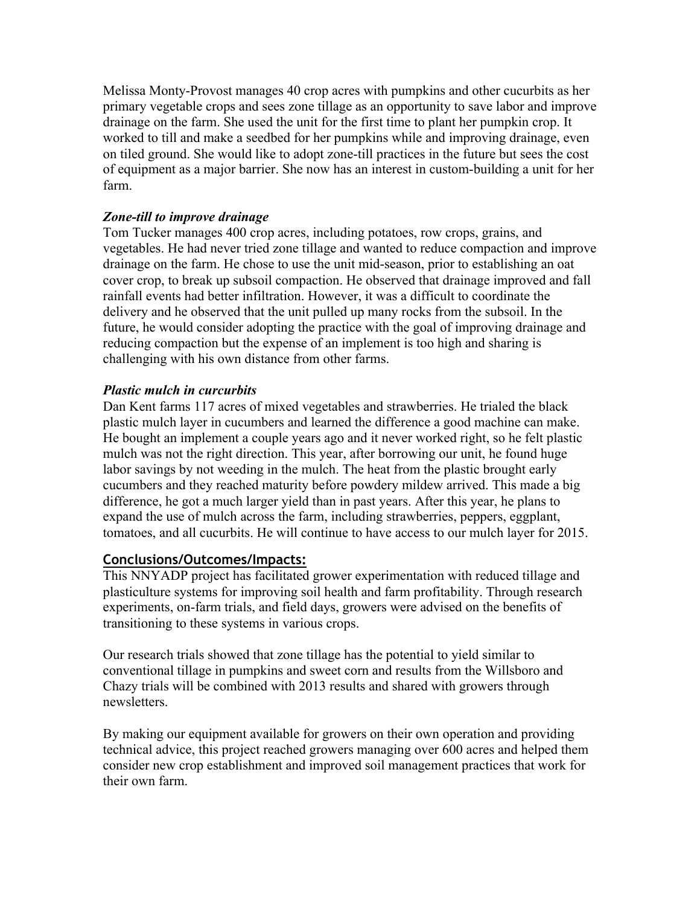Melissa Monty-Provost manages 40 crop acres with pumpkins and other cucurbits as her primary vegetable crops and sees zone tillage as an opportunity to save labor and improve drainage on the farm. She used the unit for the first time to plant her pumpkin crop. It worked to till and make a seedbed for her pumpkins while and improving drainage, even on tiled ground. She would like to adopt zone-till practices in the future but sees the cost of equipment as a major barrier. She now has an interest in custom-building a unit for her farm.

***Zone-till to improve drainage***

Tom Tucker manages 400 crop acres, including potatoes, row crops, grains, and vegetables. He had never tried zone tillage and wanted to reduce compaction and improve drainage on the farm. He chose to use the unit mid-season, prior to establishing an oat cover crop, to break up subsoil compaction. He observed that drainage improved and fall rainfall events had better infiltration. However, it was a difficult to coordinate the delivery and he observed that the unit pulled up many rocks from the subsoil. In the future, he would consider adopting the practice with the goal of improving drainage and reducing compaction but the expense of an implement is too high and sharing is challenging with his own distance from other farms.

***Plastic mulch in curcurbits***

Dan Kent farms 117 acres of mixed vegetables and strawberries. He trialed the black plastic mulch layer in cucumbers and learned the difference a good machine can make. He bought an implement a couple years ago and it never worked right, so he felt plastic mulch was not the right direction. This year, after borrowing our unit, he found huge labor savings by not weeding in the mulch. The heat from the plastic brought early cucumbers and they reached maturity before powdery mildew arrived. This made a big difference, he got a much larger yield than in past years. After this year, he plans to expand the use of mulch across the farm, including strawberries, peppers, eggplant, tomatoes, and all cucurbits. He will continue to have access to our mulch layer for 2015.

## Conclusions/Outcomes/Impacts:

This NNYADP project has facilitated grower experimentation with reduced tillage and plasticulture systems for improving soil health and farm profitability. Through research experiments, on-farm trials, and field days, growers were advised on the benefits of transitioning to these systems in various crops.

Our research trials showed that zone tillage has the potential to yield similar to conventional tillage in pumpkins and sweet corn and results from the Willsboro and Chazy trials will be combined with 2013 results and shared with growers through newsletters.

By making our equipment available for growers on their own operation and providing technical advice, this project reached growers managing over 600 acres and helped them consider new crop establishment and improved soil management practices that work for their own farm.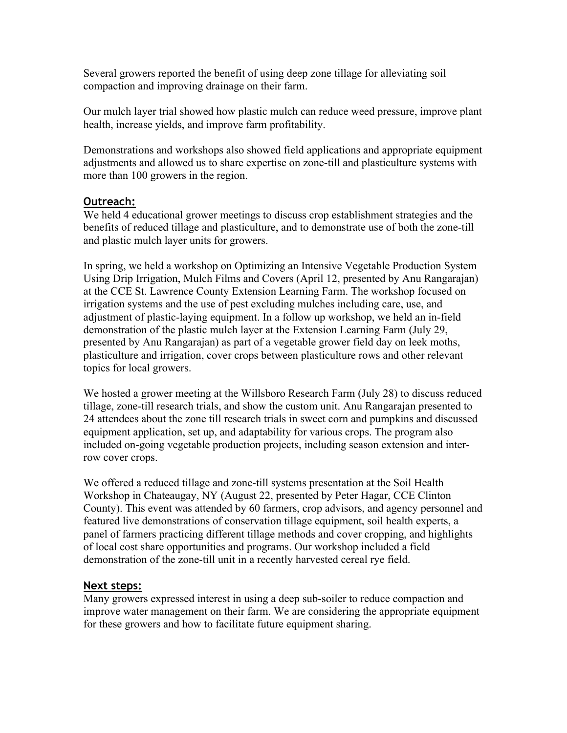Several growers reported the benefit of using deep zone tillage for alleviating soil compaction and improving drainage on their farm.

Our mulch layer trial showed how plastic mulch can reduce weed pressure, improve plant health, increase yields, and improve farm profitability.

Demonstrations and workshops also showed field applications and appropriate equipment adjustments and allowed us to share expertise on zone-till and plasticulture systems with more than 100 growers in the region.

## Outreach:

We held 4 educational grower meetings to discuss crop establishment strategies and the benefits of reduced tillage and plasticulture, and to demonstrate use of both the zone-till and plastic mulch layer units for growers.

In spring, we held a workshop on Optimizing an Intensive Vegetable Production System Using Drip Irrigation, Mulch Films and Covers (April 12, presented by Anu Rangarajan) at the CCE St. Lawrence County Extension Learning Farm. The workshop focused on irrigation systems and the use of pest excluding mulches including care, use, and adjustment of plastic-laying equipment. In a follow up workshop, we held an in-field demonstration of the plastic mulch layer at the Extension Learning Farm (July 29, presented by Anu Rangarajan) as part of a vegetable grower field day on leek moths, plasticulture and irrigation, cover crops between plasticulture rows and other relevant topics for local growers.

We hosted a grower meeting at the Willsboro Research Farm (July 28) to discuss reduced tillage, zone-till research trials, and show the custom unit. Anu Rangarajan presented to 24 attendees about the zone till research trials in sweet corn and pumpkins and discussed equipment application, set up, and adaptability for various crops. The program also included on-going vegetable production projects, including season extension and inter-row cover crops.

We offered a reduced tillage and zone-till systems presentation at the Soil Health Workshop in Chateaugay, NY (August 22, presented by Peter Hagar, CCE Clinton County). This event was attended by 60 farmers, crop advisors, and agency personnel and featured live demonstrations of conservation tillage equipment, soil health experts, a panel of farmers practicing different tillage methods and cover cropping, and highlights of local cost share opportunities and programs. Our workshop included a field demonstration of the zone-till unit in a recently harvested cereal rye field.

## Next steps:

Many growers expressed interest in using a deep sub-soiler to reduce compaction and improve water management on their farm. We are considering the appropriate equipment for these growers and how to facilitate future equipment sharing.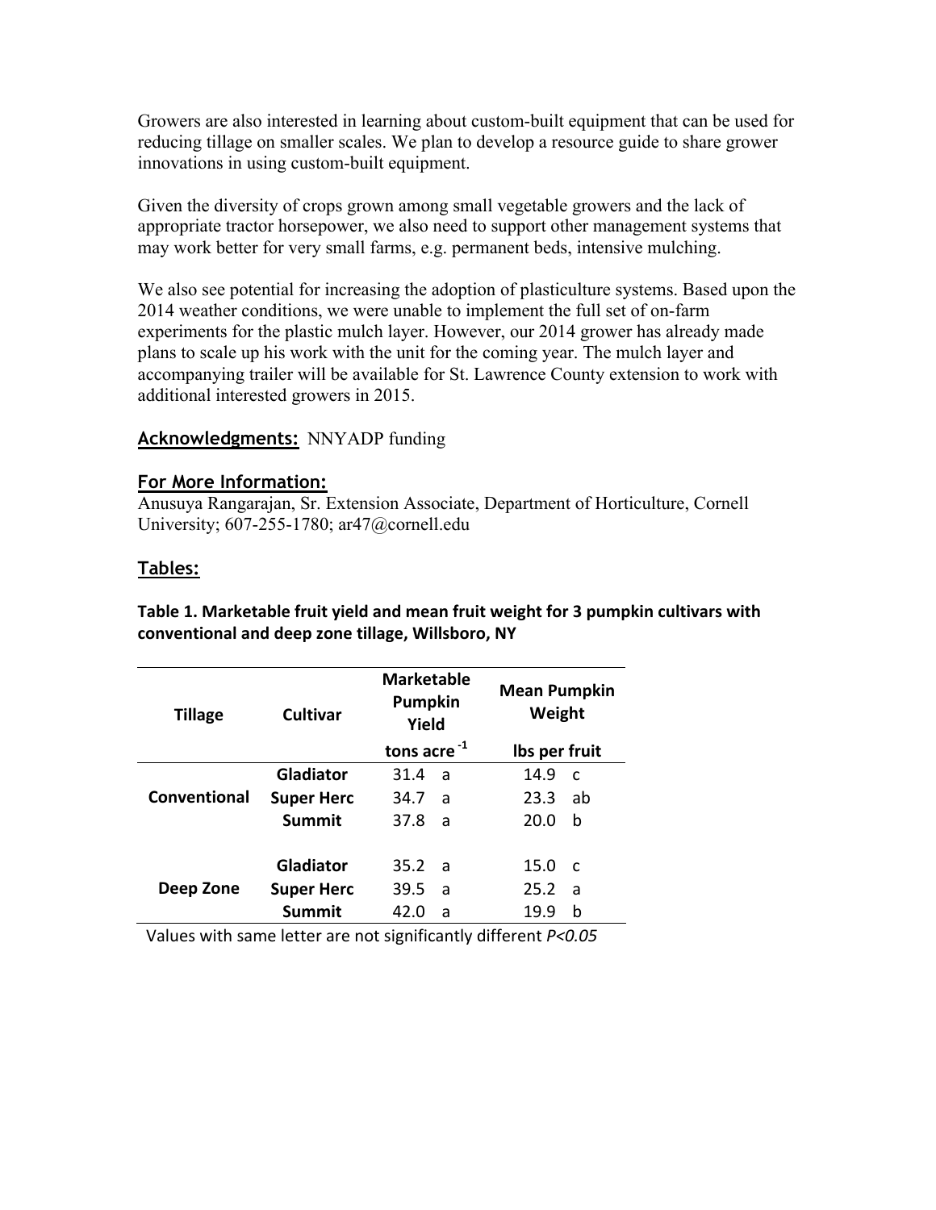Growers are also interested in learning about custom-built equipment that can be used for reducing tillage on smaller scales. We plan to develop a resource guide to share grower innovations in using custom-built equipment.

Given the diversity of crops grown among small vegetable growers and the lack of appropriate tractor horsepower, we also need to support other management systems that may work better for very small farms, e.g. permanent beds, intensive mulching.

We also see potential for increasing the adoption of plasticulture systems. Based upon the 2014 weather conditions, we were unable to implement the full set of on-farm experiments for the plastic mulch layer. However, our 2014 grower has already made plans to scale up his work with the unit for the coming year. The mulch layer and accompanying trailer will be available for St. Lawrence County extension to work with additional interested growers in 2015.

## Acknowledgments:

NNYADP funding

## For More Information:

Anusuya Rangarajan, Sr. Extension Associate, Department of Horticulture, Cornell University; 607-255-1780; ar47@cornell.edu

## Tables:

**Table 1. Marketable fruit yield and mean fruit weight for 3 pumpkin cultivars with conventional and deep zone tillage, Willsboro, NY**

| Tillage | Cultivar | Marketable Pumpkin Yield | Mean Pumpkin Weight |
|---|---|---|---|
| | | tons acre $^{-1}$ | lbs per fruit |
| Conventional | Gladiator | 31.4 a | 14.9 c |
| | Super Herc | 34.7 a | 23.3 ab |
| | Summit | 37.8 a | 20.0 b |
| Deep Zone | Gladiator | 35.2 a | 15.0 c |
| | Super Herc | 39.5 a | 25.2 a |
| | Summit | 42.0 a | 19.9 b |

Values with same letter are not significantly different $P<0.05$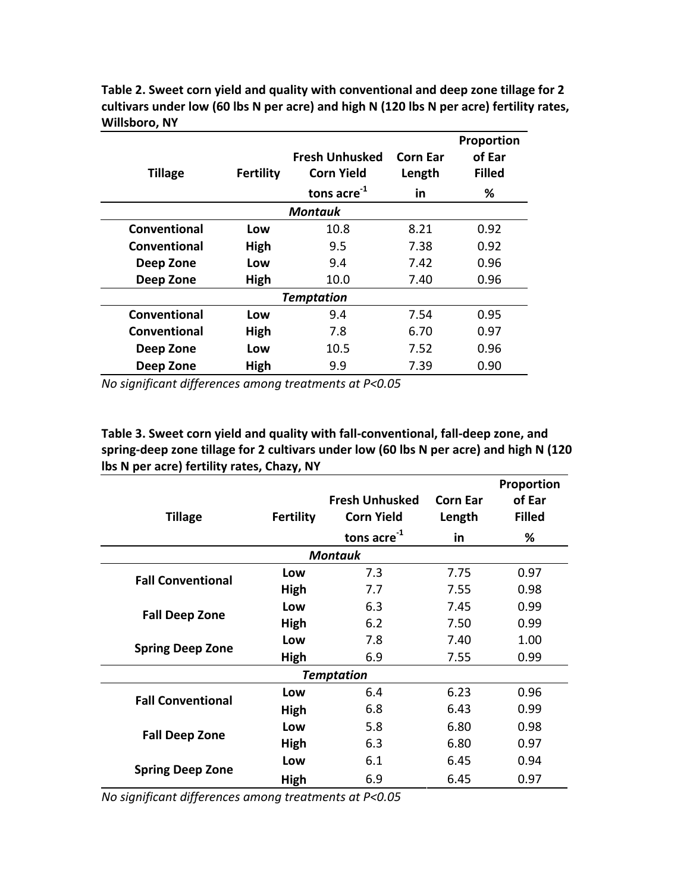**Table 2. Sweet corn yield and quality with conventional and deep zone tillage for 2 cultivars under low (60 lbs N per acre) and high N (120 lbs N per acre) fertility rates, Willsboro, NY**

| Tillage | Fertility | Fresh Unhusked Corn Yield | Corn Ear Length | Proportion of Ear Filled |
|---|---|---|---|---|
| | | tons acre$^{-1}$ | in | % |
| | | ***Montauk*** | | |
| **Conventional** | **Low** | 10.8 | 8.21 | 0.92 |
| **Conventional** | **High** | 9.5 | 7.38 | 0.92 |
| **Deep Zone** | **Low** | 9.4 | 7.42 | 0.96 |
| **Deep Zone** | **High** | 10.0 | 7.40 | 0.96 |
| | | ***Temptation*** | | |
| **Conventional** | **Low** | 9.4 | 7.54 | 0.95 |
| **Conventional** | **High** | 7.8 | 6.70 | 0.97 |
| **Deep Zone** | **Low** | 10.5 | 7.52 | 0.96 |
| **Deep Zone** | **High** | 9.9 | 7.39 | 0.90 |

*No significant differences among treatments at P<0.05*

**Table 3. Sweet corn yield and quality with fall-conventional, fall-deep zone, and spring-deep zone tillage for 2 cultivars under low (60 lbs N per acre) and high N (120 lbs N per acre) fertility rates, Chazy, NY**

| Tillage | Fertility | Fresh Unhusked Corn Yield | Corn Ear Length | Proportion of Ear Filled |
|---|---|---|---|---|
| | | tons acre$^{-1}$ | in | % |
| | | ***Montauk*** | | |
| **Fall Conventional** | **Low** | 7.3 | 7.75 | 0.97 |
| | **High** | 7.7 | 7.55 | 0.98 |
| **Fall Deep Zone** | **Low** | 6.3 | 7.45 | 0.99 |
| | **High** | 6.2 | 7.50 | 0.99 |
| **Spring Deep Zone** | **Low** | 7.8 | 7.40 | 1.00 |
| | **High** | 6.9 | 7.55 | 0.99 |
| | | ***Temptation*** | | |
| **Fall Conventional** | **Low** | 6.4 | 6.23 | 0.96 |
| | **High** | 6.8 | 6.43 | 0.99 |
| **Fall Deep Zone** | **Low** | 5.8 | 6.80 | 0.98 |
| | **High** | 6.3 | 6.80 | 0.97 |
| **Spring Deep Zone** | **Low** | 6.1 | 6.45 | 0.94 |
| | **High** | 6.9 | 6.45 | 0.97 |

*No significant differences among treatments at P<0.05*